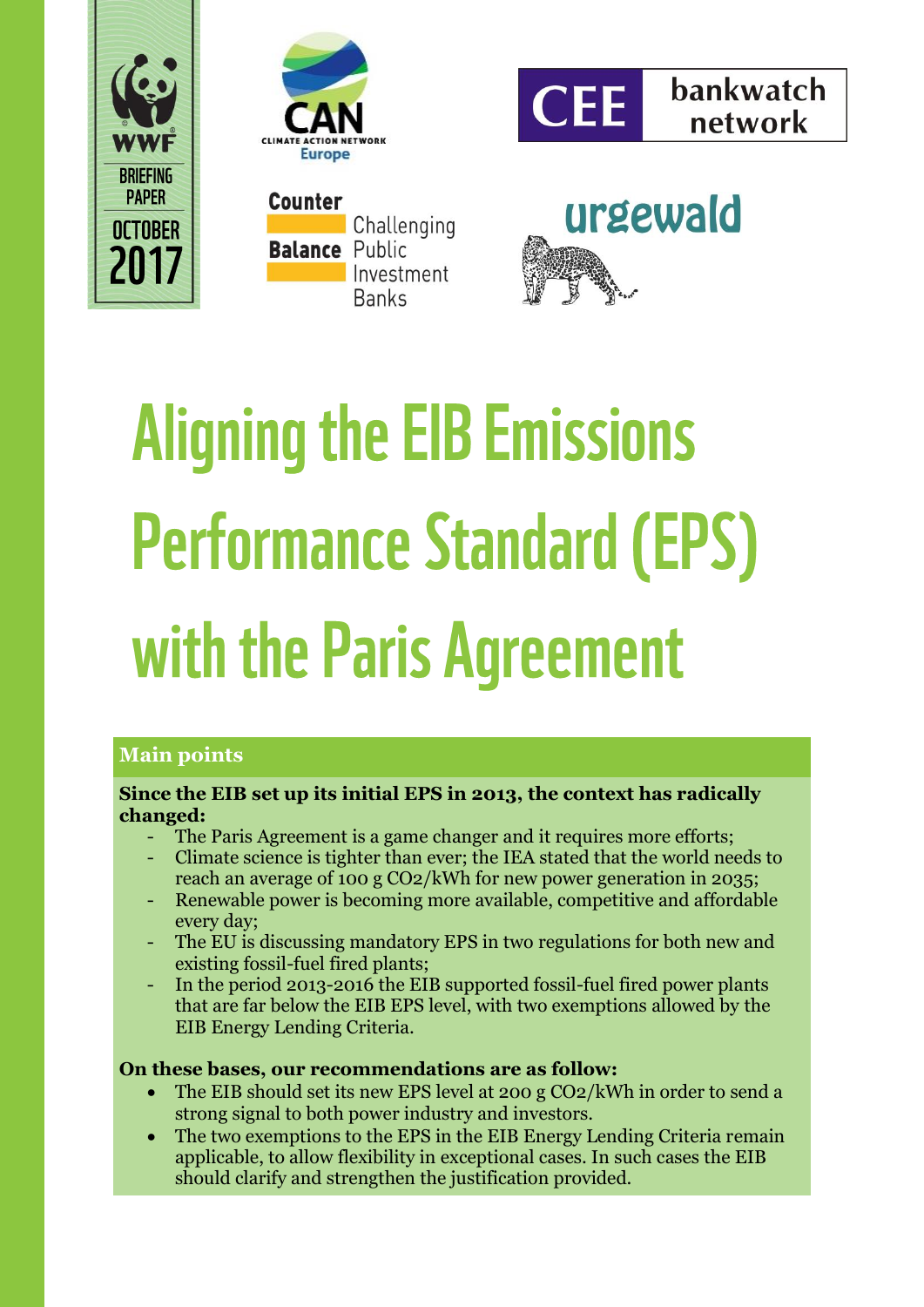WWF BRIEFING PAPER OCTOBER 2017

# Aligning the EIB Emissions Performance Standard (EPS) with the Paris Agreement

## Main points

**Since the EIB set up its initial EPS in 2013, the context has radically changed:**

- The Paris Agreement is a game changer and it requires more efforts;
- Climate science is tighter than ever; the IEA stated that the world needs to reach an average of 100 g $CO_2$/kWh for new power generation in 2035;
- Renewable power is becoming more available, competitive and affordable every day;
- The EU is discussing mandatory EPS in two regulations for both new and existing fossil-fuel fired plants;
- In the period 2013-2016 the EIB supported fossil-fuel fired power plants that are far below the EIB EPS level, with two exemptions allowed by the EIB Energy Lending Criteria.

**On these bases, our recommendations are as follow:**

- The EIB should set its new EPS level at 200 g $CO_2$/kWh in order to send a strong signal to both power industry and investors.
- The two exemptions to the EPS in the EIB Energy Lending Criteria remain applicable, to allow flexibility in exceptional cases. In such cases the EIB should clarify and strengthen the justification provided.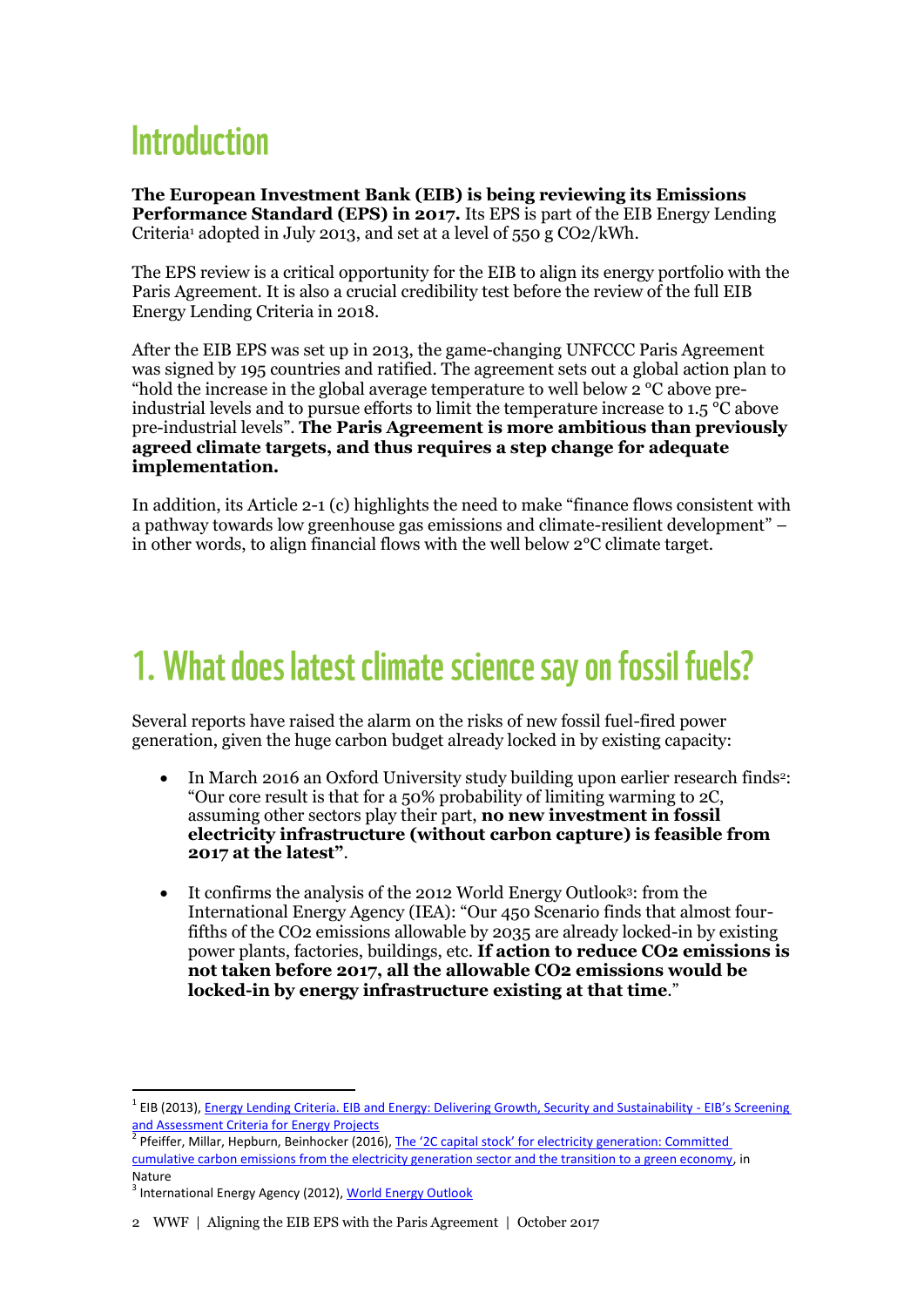# Introduction

**The European Investment Bank (EIB) is being reviewing its Emissions Performance Standard (EPS) in 2017.** Its EPS is part of the EIB Energy Lending Criteria[1] adopted in July 2013, and set at a level of 550 g $CO_2$/kWh.

The EPS review is a critical opportunity for the EIB to align its energy portfolio with the Paris Agreement. It is also a crucial credibility test before the review of the full EIB Energy Lending Criteria in 2018.

After the EIB EPS was set up in 2013, the game-changing UNFCCC Paris Agreement was signed by 195 countries and ratified. The agreement sets out a global action plan to "hold the increase in the global average temperature to well below 2 °C above pre-industrial levels and to pursue efforts to limit the temperature increase to 1.5 °C above pre-industrial levels". **The Paris Agreement is more ambitious than previously agreed climate targets, and thus requires a step change for adequate implementation.**

In addition, its Article 2-1 (c) highlights the need to make "finance flows consistent with a pathway towards low greenhouse gas emissions and climate-resilient development" – in other words, to align financial flows with the well below 2°C climate target.

# 1. What does latest climate science say on fossil fuels?

Several reports have raised the alarm on the risks of new fossil fuel-fired power generation, given the huge carbon budget already locked in by existing capacity:

- In March 2016 an Oxford University study building upon earlier research finds[2]: "Our core result is that for a 50% probability of limiting warming to 2C, assuming other sectors play their part, **no new investment in fossil electricity infrastructure (without carbon capture) is feasible from 2017 at the latest"**.

- It confirms the analysis of the 2012 World Energy Outlook[3]: from the International Energy Agency (IEA): "Our 450 Scenario finds that almost four-fifths of the $CO_2$ emissions allowable by 2035 are already locked-in by existing power plants, factories, buildings, etc. **If action to reduce $CO_2$ emissions is not taken before 2017, all the allowable $CO_2$ emissions would be locked-in by energy infrastructure existing at that time**."

---

[1] EIB (2013), Energy Lending Criteria. EIB and Energy: Delivering Growth, Security and Sustainability - EIB's Screening and Assessment Criteria for Energy Projects

[2] Pfeiffer, Millar, Hepburn, Beinhocker (2016), The '2C capital stock' for electricity generation: Committed cumulative carbon emissions from the electricity generation sector and the transition to a green economy, in Nature

[3] International Energy Agency (2012), World Energy Outlook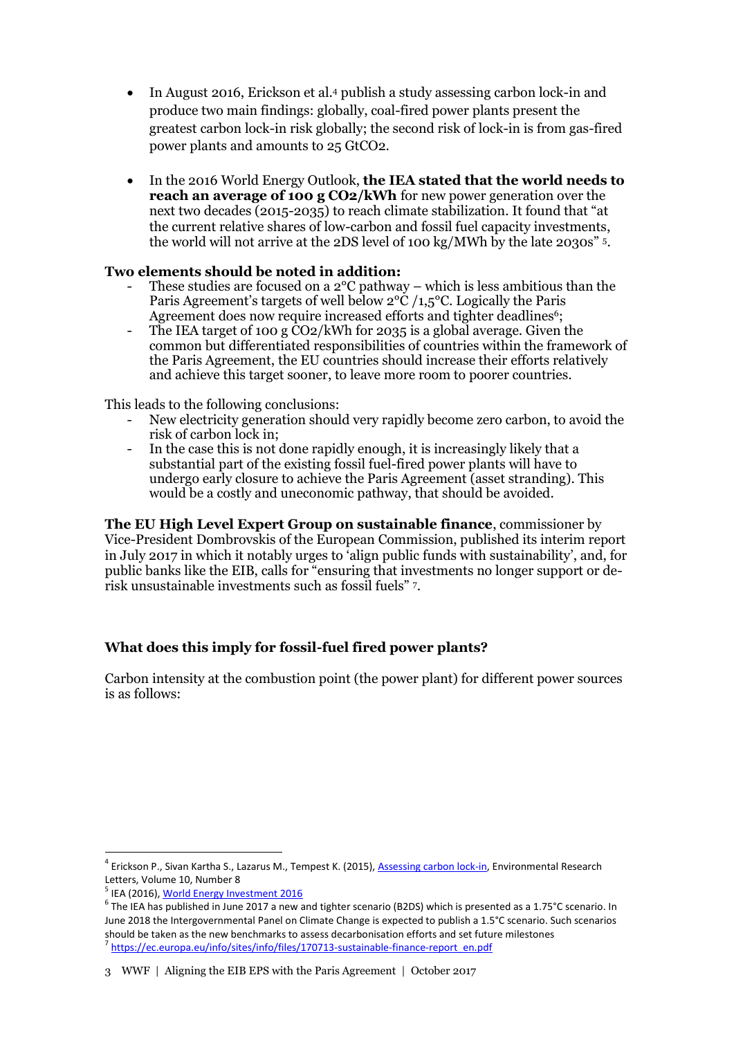- In August 2016, Erickson et al.[4] publish a study assessing carbon lock-in and produce two main findings: globally, coal-fired power plants present the greatest carbon lock-in risk globally; the second risk of lock-in is from gas-fired power plants and amounts to 25 $GtCO_2$.

- In the 2016 World Energy Outlook, **the IEA stated that the world needs to reach an average of 100 g $CO_2$/kWh** for new power generation over the next two decades (2015-2035) to reach climate stabilization. It found that "at the current relative shares of low-carbon and fossil fuel capacity investments, the world will not arrive at the 2DS level of 100 kg/MWh by the late 2030s" [5].

**Two elements should be noted in addition:**

- These studies are focused on a 2°C pathway – which is less ambitious than the Paris Agreement's targets of well below 2°C /1,5°C. Logically the Paris Agreement does now require increased efforts and tighter deadlines[6];
- The IEA target of 100 g $CO_2$/kWh for 2035 is a global average. Given the common but differentiated responsibilities of countries within the framework of the Paris Agreement, the EU countries should increase their efforts relatively and achieve this target sooner, to leave more room to poorer countries.

This leads to the following conclusions:

- New electricity generation should very rapidly become zero carbon, to avoid the risk of carbon lock in;
- In the case this is not done rapidly enough, it is increasingly likely that a substantial part of the existing fossil fuel-fired power plants will have to undergo early closure to achieve the Paris Agreement (asset stranding). This would be a costly and uneconomic pathway, that should be avoided.

**The EU High Level Expert Group on sustainable finance**, commissioner by Vice-President Dombrovskis of the European Commission, published its interim report in July 2017 in which it notably urges to 'align public funds with sustainability', and, for public banks like the EIB, calls for "ensuring that investments no longer support or de-risk unsustainable investments such as fossil fuels" [7].

### What does this imply for fossil-fuel fired power plants?

Carbon intensity at the combustion point (the power plant) for different power sources is as follows:

---

[4] Erickson P., Sivan Kartha S., Lazarus M., Tempest K. (2015), Assessing carbon lock-in, Environmental Research Letters, Volume 10, Number 8

[5] IEA (2016), World Energy Investment 2016

[6] The IEA has published in June 2017 a new and tighter scenario (B2DS) which is presented as a 1.75°C scenario. In June 2018 the Intergovernmental Panel on Climate Change is expected to publish a 1.5°C scenario. Such scenarios should be taken as the new benchmarks to assess decarbonisation efforts and set future milestones

[7] https://ec.europa.eu/info/sites/info/files/170713-sustainable-finance-report_en.pdf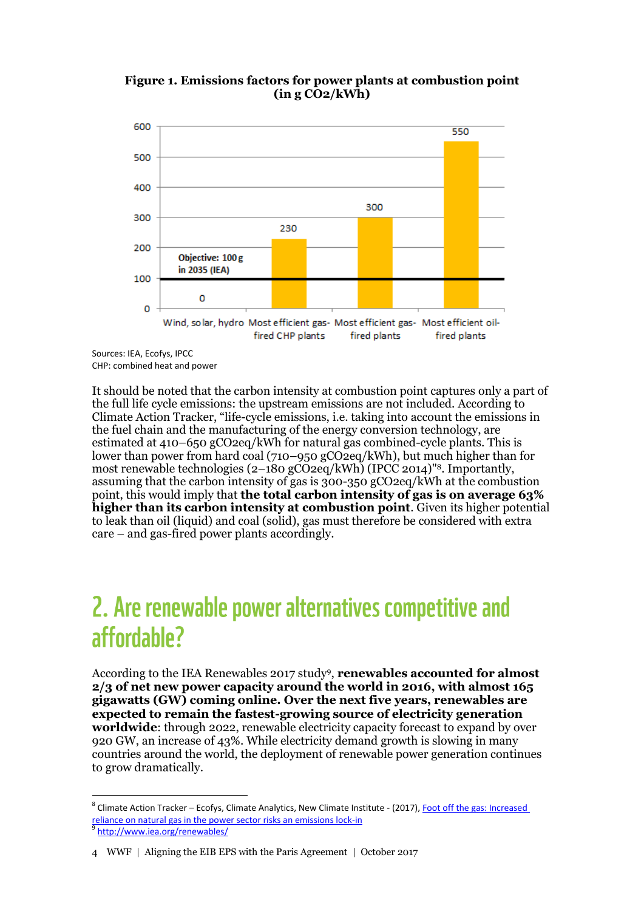**Figure 1. Emissions factors for power plants at combustion point (in g CO2/kWh)**

| Category | g CO2/kWh |
|---|---|
| Wind, solar, hydro | 0 |
| Most efficient gas-fired CHP plants | 230 |
| Most efficient gas-fired plants | 300 |
| Most efficient oil-fired plants | 550 |

Objective: 100 g in 2035 (IEA)

Sources: IEA, Ecofys, IPCC
CHP: combined heat and power

It should be noted that the carbon intensity at combustion point captures only a part of the full life cycle emissions: the upstream emissions are not included. According to Climate Action Tracker, "life-cycle emissions, i.e. taking into account the emissions in the fuel chain and the manufacturing of the energy conversion technology, are estimated at 410–650 gCO2eq/kWh for natural gas combined-cycle plants. This is lower than power from hard coal (710–950 gCO2eq/kWh), but much higher than for most renewable technologies (2–180 gCO2eq/kWh) (IPCC 2014)"[8]. Importantly, assuming that the carbon intensity of gas is 300-350 gCO2eq/kWh at the combustion point, this would imply that **the total carbon intensity of gas is on average 63% higher than its carbon intensity at combustion point**. Given its higher potential to leak than oil (liquid) and coal (solid), gas must therefore be considered with extra care – and gas-fired power plants accordingly.

# 2. Are renewable power alternatives competitive and affordable?

According to the IEA Renewables 2017 study[9], **renewables accounted for almost 2/3 of net new power capacity around the world in 2016, with almost 165 gigawatts (GW) coming online. Over the next five years, renewables are expected to remain the fastest-growing source of electricity generation worldwide**: through 2022, renewable electricity capacity forecast to expand by over 920 GW, an increase of 43%. While electricity demand growth is slowing in many countries around the world, the deployment of renewable power generation continues to grow dramatically.

[8] Climate Action Tracker – Ecofys, Climate Analytics, New Climate Institute - (2017), Foot off the gas: Increased reliance on natural gas in the power sector risks an emissions lock-in

[9] http://www.iea.org/renewables/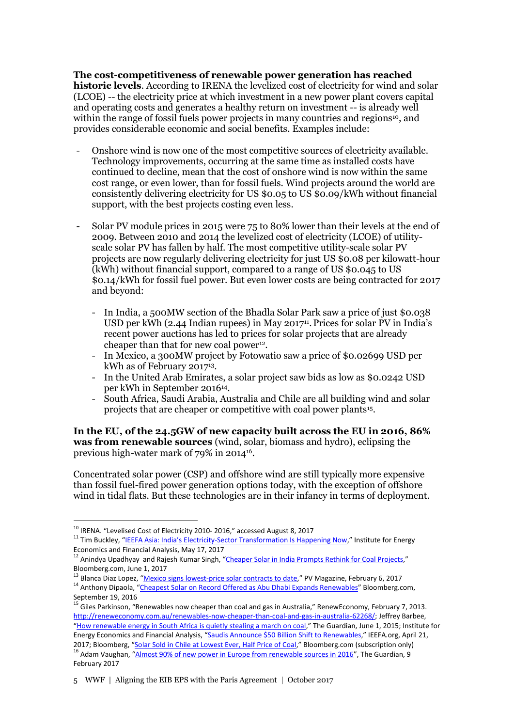**The cost-competitiveness of renewable power generation has reached historic levels**. According to IRENA the levelized cost of electricity for wind and solar (LCOE) -- the electricity price at which investment in a new power plant covers capital and operating costs and generates a healthy return on investment -- is already well within the range of fossil fuels power projects in many countries and regions[10], and provides considerable economic and social benefits. Examples include:

- Onshore wind is now one of the most competitive sources of electricity available. Technology improvements, occurring at the same time as installed costs have continued to decline, mean that the cost of onshore wind is now within the same cost range, or even lower, than for fossil fuels. Wind projects around the world are consistently delivering electricity for US $0.05 to US $0.09/kWh without financial support, with the best projects costing even less.

- Solar PV module prices in 2015 were 75 to 80% lower than their levels at the end of 2009. Between 2010 and 2014 the levelized cost of electricity (LCOE) of utility-scale solar PV has fallen by half. The most competitive utility-scale solar PV projects are now regularly delivering electricity for just US $0.08 per kilowatt-hour (kWh) without financial support, compared to a range of US $0.045 to US $0.14/kWh for fossil fuel power. But even lower costs are being contracted for 2017 and beyond:
    - In India, a 500MW section of the Bhadla Solar Park saw a price of just $0.038 USD per kWh (2.44 Indian rupees) in May 2017[11]. Prices for solar PV in India's recent power auctions has led to prices for solar projects that are already cheaper than that for new coal power[12].
    - In Mexico, a 300MW project by Fotowatio saw a price of $0.02699 USD per kWh as of February 2017[13].
    - In the United Arab Emirates, a solar project saw bids as low as $0.0242 USD per kWh in September 2016[14].
    - South Africa, Saudi Arabia, Australia and Chile are all building wind and solar projects that are cheaper or competitive with coal power plants[15].

**In the EU, of the 24.5GW of new capacity built across the EU in 2016, 86% was from renewable sources** (wind, solar, biomass and hydro), eclipsing the previous high-water mark of 79% in 2014[16].

Concentrated solar power (CSP) and offshore wind are still typically more expensive than fossil fuel-fired power generation options today, with the exception of offshore wind in tidal flats. But these technologies are in their infancy in terms of deployment.

---

[10] IRENA. "Levelised Cost of Electricity 2010- 2016," accessed August 8, 2017

[11] Tim Buckley, "IEEFA Asia: India's Electricity-Sector Transformation Is Happening Now," Institute for Energy Economics and Financial Analysis, May 17, 2017

[12] Anindya Upadhyay and Rajesh Kumar Singh, "Cheaper Solar in India Prompts Rethink for Coal Projects," Bloomberg.com, June 1, 2017

[13] Blanca Diaz Lopez, "Mexico signs lowest-price solar contracts to date," PV Magazine, February 6, 2017

[14] Anthony Dipaola, "Cheapest Solar on Record Offered as Abu Dhabi Expands Renewables" Bloomberg.com, September 19, 2016

[15] Giles Parkinson, "Renewables now cheaper than coal and gas in Australia," RenewEconomy, February 7, 2013. http://reneweconomy.com.au/renewables-now-cheaper-than-coal-and-gas-in-australia-62268/; Jeffrey Barbee, "How renewable energy in South Africa is quietly stealing a march on coal," The Guardian, June 1, 2015; Institute for Energy Economics and Financial Analysis, "Saudis Announce $50 Billion Shift to Renewables," IEEFA.org, April 21, 2017; Bloomberg, "Solar Sold in Chile at Lowest Ever, Half Price of Coal," Bloomberg.com (subscription only)

[16] Adam Vaughan, "Almost 90% of new power in Europe from renewable sources in 2016", The Guardian, 9 February 2017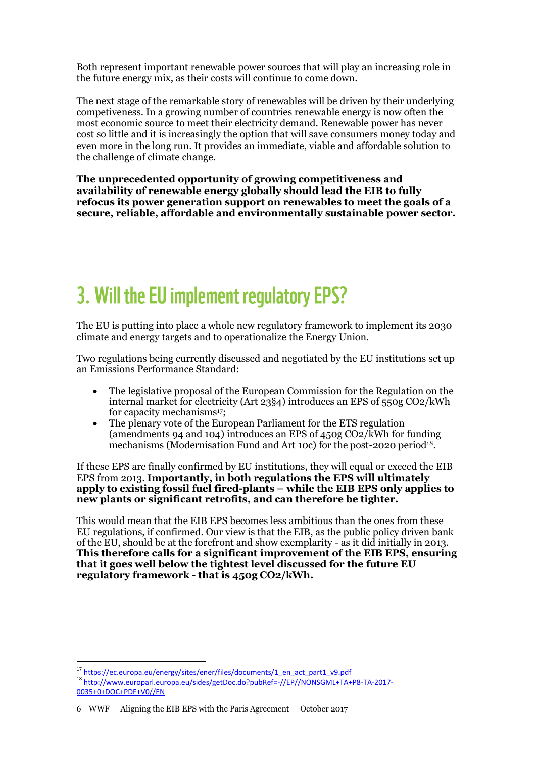Both represent important renewable power sources that will play an increasing role in the future energy mix, as their costs will continue to come down.

The next stage of the remarkable story of renewables will be driven by their underlying competiveness. In a growing number of countries renewable energy is now often the most economic source to meet their electricity demand. Renewable power has never cost so little and it is increasingly the option that will save consumers money today and even more in the long run. It provides an immediate, viable and affordable solution to the challenge of climate change.

**The unprecedented opportunity of growing competitiveness and availability of renewable energy globally should lead the EIB to fully refocus its power generation support on renewables to meet the goals of a secure, reliable, affordable and environmentally sustainable power sector.**

# 3. Will the EU implement regulatory EPS?

The EU is putting into place a whole new regulatory framework to implement its 2030 climate and energy targets and to operationalize the Energy Union.

Two regulations being currently discussed and negotiated by the EU institutions set up an Emissions Performance Standard:

- The legislative proposal of the European Commission for the Regulation on the internal market for electricity (Art 23§4) introduces an EPS of 550g $CO_2$/kWh for capacity mechanisms[17];
- The plenary vote of the European Parliament for the ETS regulation (amendments 94 and 104) introduces an EPS of 450g $CO_2$/kWh for funding mechanisms (Modernisation Fund and Art 10c) for the post-2020 period[18].

If these EPS are finally confirmed by EU institutions, they will equal or exceed the EIB EPS from 2013. **Importantly, in both regulations the EPS will ultimately apply to existing fossil fuel fired-plants – while the EIB EPS only applies to new plants or significant retrofits, and can therefore be tighter.**

This would mean that the EIB EPS becomes less ambitious than the ones from these EU regulations, if confirmed. Our view is that the EIB, as the public policy driven bank of the EU, should be at the forefront and show exemplarity - as it did initially in 2013. **This therefore calls for a significant improvement of the EIB EPS, ensuring that it goes well below the tightest level discussed for the future EU regulatory framework - that is 450g $CO_2$/kWh.**

---

[17] https://ec.europa.eu/energy/sites/ener/files/documents/1_en_act_part1_v9.pdf

[18] http://www.europarl.europa.eu/sides/getDoc.do?pubRef=-//EP//NONSGML+TA+P8-TA-2017-0035+0+DOC+PDF+V0//EN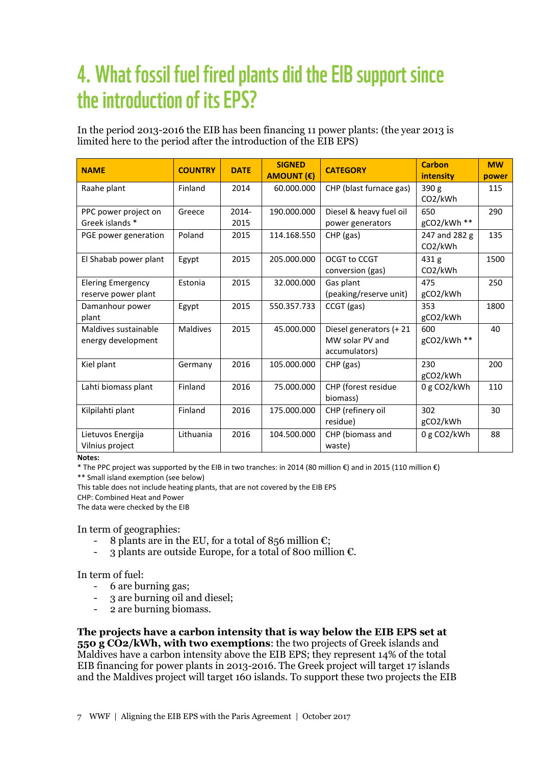# 4. What fossil fuel fired plants did the EIB support since the introduction of its EPS?

In the period 2013-2016 the EIB has been financing 11 power plants: (the year 2013 is limited here to the period after the introduction of the EIB EPS)

| NAME | COUNTRY | DATE | SIGNED AMOUNT (€) | CATEGORY | Carbon intensity | MW power |
|---|---|---|---|---|---|---|
| Raahe plant | Finland | 2014 | 60.000.000 | CHP (blast furnace gas) | 390 g $CO_2$/kWh | 115 |
| PPC power project on Greek islands * | Greece | 2014-2015 | 190.000.000 | Diesel & heavy fuel oil power generators | 650 g$CO_2$/kWh ** | 290 |
| PGE power generation | Poland | 2015 | 114.168.550 | CHP (gas) | 247 and 282 g $CO_2$/kWh | 135 |
| El Shabab power plant | Egypt | 2015 | 205.000.000 | OCGT to CCGT conversion (gas) | 431 g $CO_2$/kWh | 1500 |
| Elering Emergency reserve power plant | Estonia | 2015 | 32.000.000 | Gas plant (peaking/reserve unit) | 475 g$CO_2$/kWh | 250 |
| Damanhour power plant | Egypt | 2015 | 550.357.733 | CCGT (gas) | 353 g$CO_2$/kWh | 1800 |
| Maldives sustainable energy development | Maldives | 2015 | 45.000.000 | Diesel generators (+ 21 MW solar PV and accumulators) | 600 g$CO_2$/kWh ** | 40 |
| Kiel plant | Germany | 2016 | 105.000.000 | CHP (gas) | 230 g$CO_2$/kWh | 200 |
| Lahti biomass plant | Finland | 2016 | 75.000.000 | CHP (forest residue biomass) | 0 g $CO_2$/kWh | 110 |
| Kilpilahti plant | Finland | 2016 | 175.000.000 | CHP (refinery oil residue) | 302 g$CO_2$/kWh | 30 |
| Lietuvos Energija Vilnius project | Lithuania | 2016 | 104.500.000 | CHP (biomass and waste) | 0 g $CO_2$/kWh | 88 |

**Notes:**

* The PPC project was supported by the EIB in two tranches: in 2014 (80 million €) and in 2015 (110 million €)

** Small island exemption (see below)

This table does not include heating plants, that are not covered by the EIB EPS

CHP: Combined Heat and Power

The data were checked by the EIB

In term of geographies:

- 8 plants are in the EU, for a total of 856 million €;
- 3 plants are outside Europe, for a total of 800 million €.

In term of fuel:

- 6 are burning gas;
- 3 are burning oil and diesel;
- 2 are burning biomass.

**The projects have a carbon intensity that is way below the EIB EPS set at 550 g $CO_2$/kWh, with two exemptions**: the two projects of Greek islands and Maldives have a carbon intensity above the EIB EPS; they represent 14% of the total EIB financing for power plants in 2013-2016. The Greek project will target 17 islands and the Maldives project will target 160 islands. To support these two projects the EIB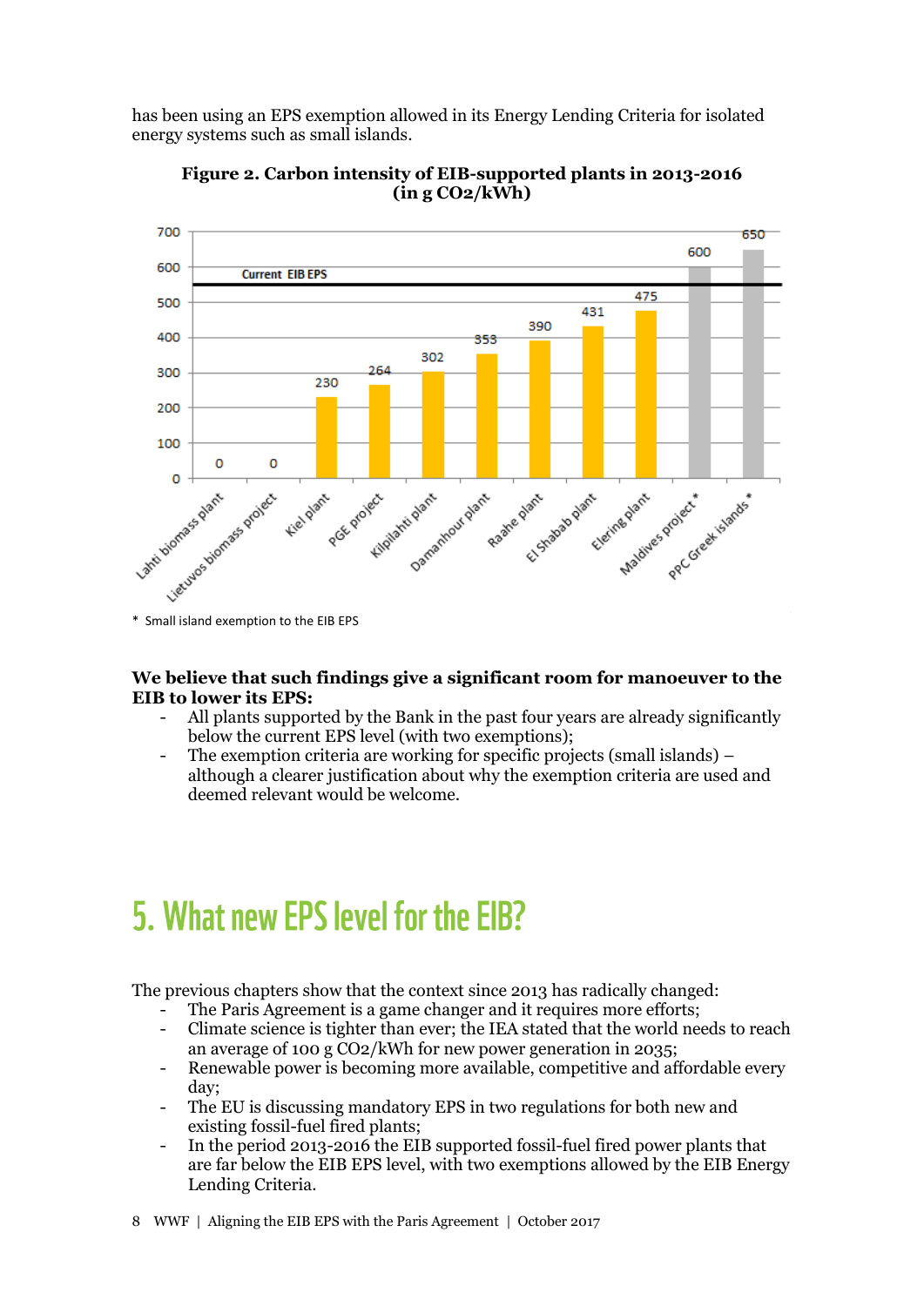has been using an EPS exemption allowed in its Energy Lending Criteria for isolated energy systems such as small islands.

**Figure 2. Carbon intensity of EIB-supported plants in 2013-2016 (in g CO2/kWh)**

| Plant | g $CO_2$/kWh |
|---|---|
| Lahti biomass plant | 0 |
| Lietuvos biomass project | 0 |
| Kiel plant | 230 |
| PGE project | 264 |
| Kilpilahti plant | 302 |
| Damanhour plant | 353 |
| Raahe plant | 390 |
| El Shabab plant | 431 |
| Elering plant | 475 |
| Maldives project* | 600 |
| PPC Greek islands* | 650 |

Current EIB EPS

\* Small island exemption to the EIB EPS

**We believe that such findings give a significant room for manoeuver to the EIB to lower its EPS:**

- All plants supported by the Bank in the past four years are already significantly below the current EPS level (with two exemptions);
- The exemption criteria are working for specific projects (small islands) – although a clearer justification about why the exemption criteria are used and deemed relevant would be welcome.

# 5. What new EPS level for the EIB?

The previous chapters show that the context since 2013 has radically changed:

- The Paris Agreement is a game changer and it requires more efforts;
- Climate science is tighter than ever; the IEA stated that the world needs to reach an average of 100 g CO2/kWh for new power generation in 2035;
- Renewable power is becoming more available, competitive and affordable every day;
- The EU is discussing mandatory EPS in two regulations for both new and existing fossil-fuel fired plants;
- In the period 2013-2016 the EIB supported fossil-fuel fired power plants that are far below the EIB EPS level, with two exemptions allowed by the EIB Energy Lending Criteria.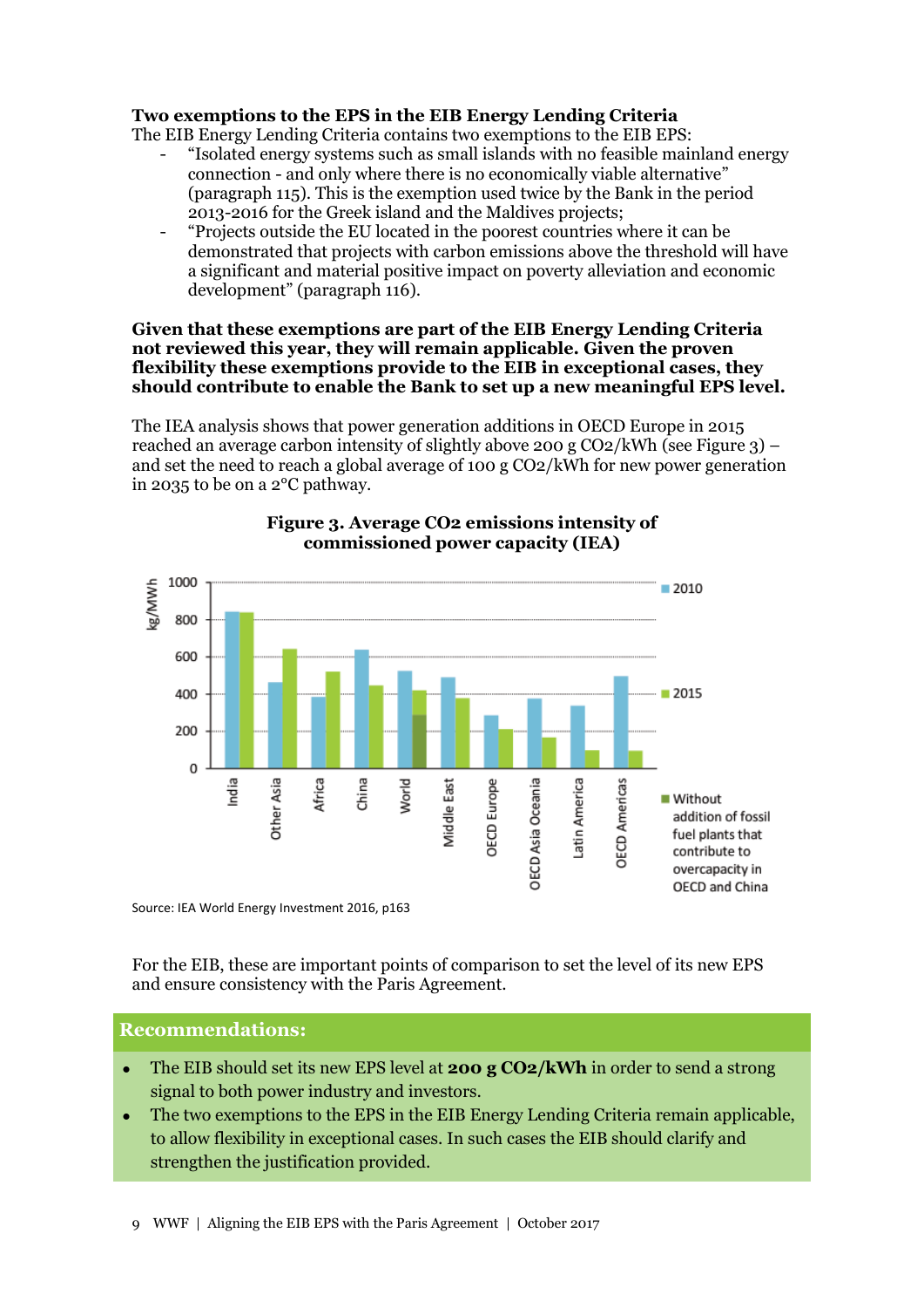**Two exemptions to the EPS in the EIB Energy Lending Criteria**

The EIB Energy Lending Criteria contains two exemptions to the EIB EPS:

- "Isolated energy systems such as small islands with no feasible mainland energy connection - and only where there is no economically viable alternative" (paragraph 115). This is the exemption used twice by the Bank in the period 2013-2016 for the Greek island and the Maldives projects;
- "Projects outside the EU located in the poorest countries where it can be demonstrated that projects with carbon emissions above the threshold will have a significant and material positive impact on poverty alleviation and economic development" (paragraph 116).

**Given that these exemptions are part of the EIB Energy Lending Criteria not reviewed this year, they will remain applicable. Given the proven flexibility these exemptions provide to the EIB in exceptional cases, they should contribute to enable the Bank to set up a new meaningful EPS level.**

The IEA analysis shows that power generation additions in OECD Europe in 2015 reached an average carbon intensity of slightly above 200 g $CO_2$/kWh (see Figure 3) – and set the need to reach a global average of 100 g $CO_2$/kWh for new power generation in 2035 to be on a 2°C pathway.

**Figure 3. Average CO2 emissions intensity of commissioned power capacity (IEA)**

Source: IEA World Energy Investment 2016, p163

For the EIB, these are important points of comparison to set the level of its new EPS and ensure consistency with the Paris Agreement.

## Recommendations:

- The EIB should set its new EPS level at **200 g $CO_2$/kWh** in order to send a strong signal to both power industry and investors.
- The two exemptions to the EPS in the EIB Energy Lending Criteria remain applicable, to allow flexibility in exceptional cases. In such cases the EIB should clarify and strengthen the justification provided.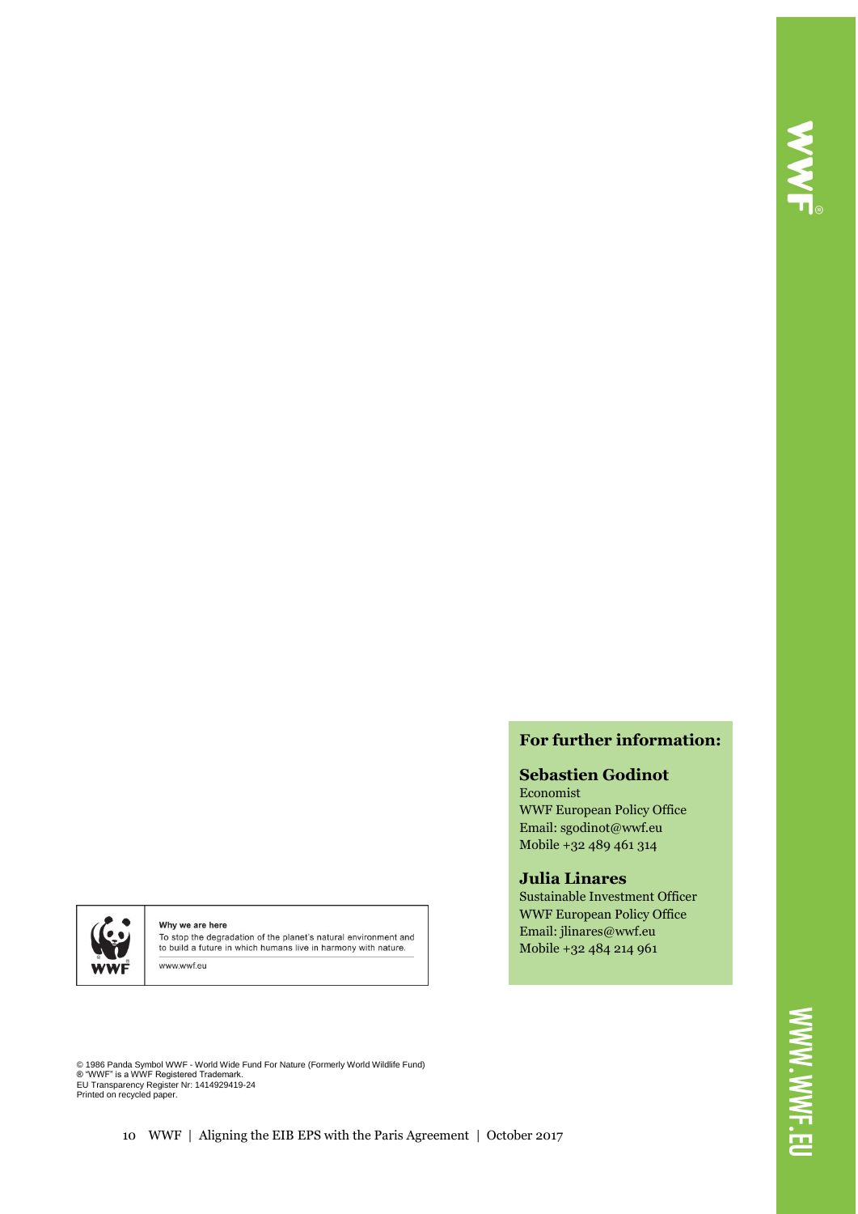## For further information:

### Sebastien Godinot

Economist
WWF European Policy Office
Email: sgodinot@wwf.eu
Mobile +32 489 461 314

### Julia Linares

Sustainable Investment Officer
WWF European Policy Office
Email: jlinares@wwf.eu
Mobile +32 484 214 961

**Why we are here**
To stop the degradation of the planet's natural environment and to build a future in which humans live in harmony with nature.

www.wwf.eu

© 1986 Panda Symbol WWF - World Wide Fund For Nature (Formerly World Wildlife Fund)
® "WWF" is a WWF Registered Trademark.
EU Transparency Register Nr: 1414929419-24
Printed on recycled paper.

WWW.WWF.EU